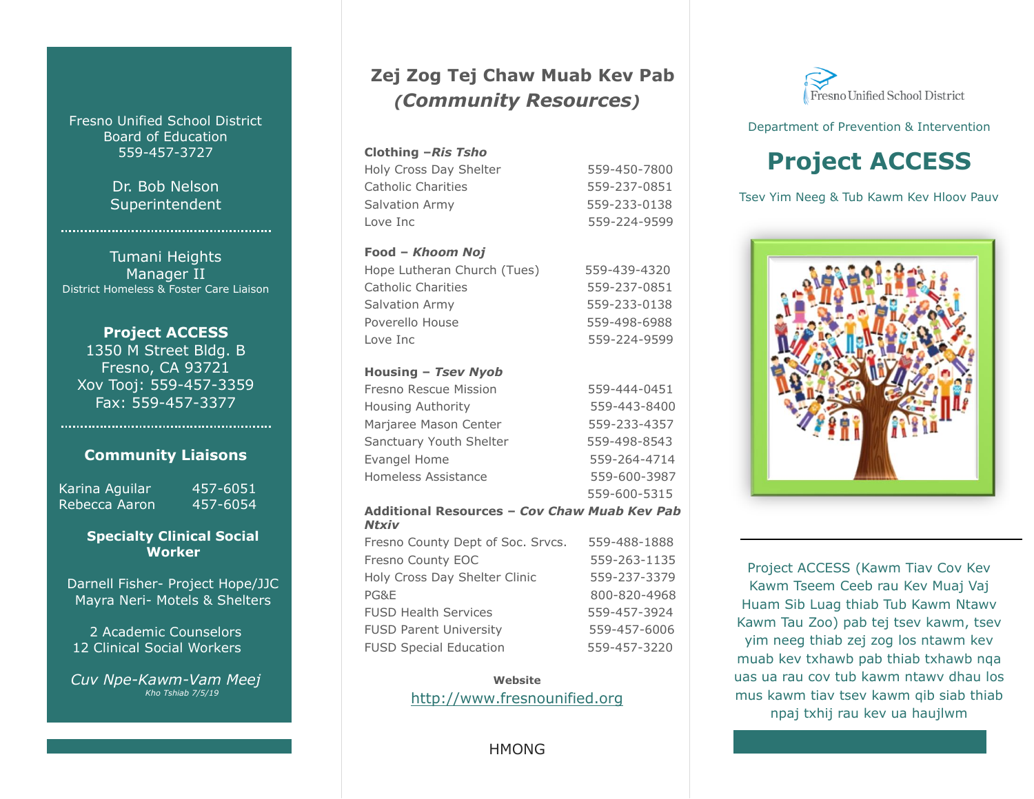Fresno Unified School District
Board of Education
559-457-3727

Dr. Bob Nelson
Superintendent

Tumani Heights
Manager II
District Homeless & Foster Care Liaison

**Project ACCESS**
1350 M Street Bldg. B
Fresno, CA 93721
Xov Tooj: 559-457-3359
Fax: 559-457-3377

### Community Liaisons

| | |
|---|---|
| Karina Aguilar | 457-6051 |
| Rebecca Aaron | 457-6054 |

**Specialty Clinical Social Worker**

Darnell Fisher- Project Hope/JJC
Mayra Neri- Motels & Shelters

2 Academic Counselors
12 Clinical Social Workers

*Cuv Npe-Kawm-Vam Meej*
*Kho Tshiab 7/5/19*

## Zej Zog Tej Chaw Muab Kev Pab *(Community Resources)*

**Clothing –*Ris Tsho***

| | |
|---|---|
| Holy Cross Day Shelter | 559-450-7800 |
| Catholic Charities | 559-237-0851 |
| Salvation Army | 559-233-0138 |
| Love Inc | 559-224-9599 |

**Food – *Khoom Noj***

| | |
|---|---|
| Hope Lutheran Church (Tues) | 559-439-4320 |
| Catholic Charities | 559-237-0851 |
| Salvation Army | 559-233-0138 |
| Poverello House | 559-498-6988 |
| Love Inc | 559-224-9599 |

**Housing – *Tsev Nyob***

| | |
|---|---|
| Fresno Rescue Mission | 559-444-0451 |
| Housing Authority | 559-443-8400 |
| Marjaree Mason Center | 559-233-4357 |
| Sanctuary Youth Shelter | 559-498-8543 |
| Evangel Home | 559-264-4714 |
| Homeless Assistance | 559-600-3987<br>559-600-5315 |

**Additional Resources – *Cov Chaw Muab Kev Pab Ntxiv***

| | |
|---|---|
| Fresno County Dept of Soc. Srvcs. | 559-488-1888 |
| Fresno County EOC | 559-263-1135 |
| Holy Cross Day Shelter Clinic | 559-237-3379 |
| PG&E | 800-820-4968 |
| FUSD Health Services | 559-457-3924 |
| FUSD Parent University | 559-457-6006 |
| FUSD Special Education | 559-457-3220 |

**Website**
http://www.fresnounified.org

HMONG

Fresno Unified School District

Department of Prevention & Intervention

# Project ACCESS

Tsev Yim Neeg & Tub Kawm Kev Hloov Pauv

Project ACCESS (Kawm Tiav Cov Kev Kawm Tseem Ceeb rau Kev Muaj Vaj Huam Sib Luag thiab Tub Kawm Ntawv Kawm Tau Zoo) pab tej tsev kawm, tsev yim neeg thiab zej zog los ntawm kev muab kev txhawb pab thiab txhawb nqa uas ua rau cov tub kawm ntawv dhau los mus kawm tiav tsev kawm qib siab thiab npaj txhij rau kev ua haujlwm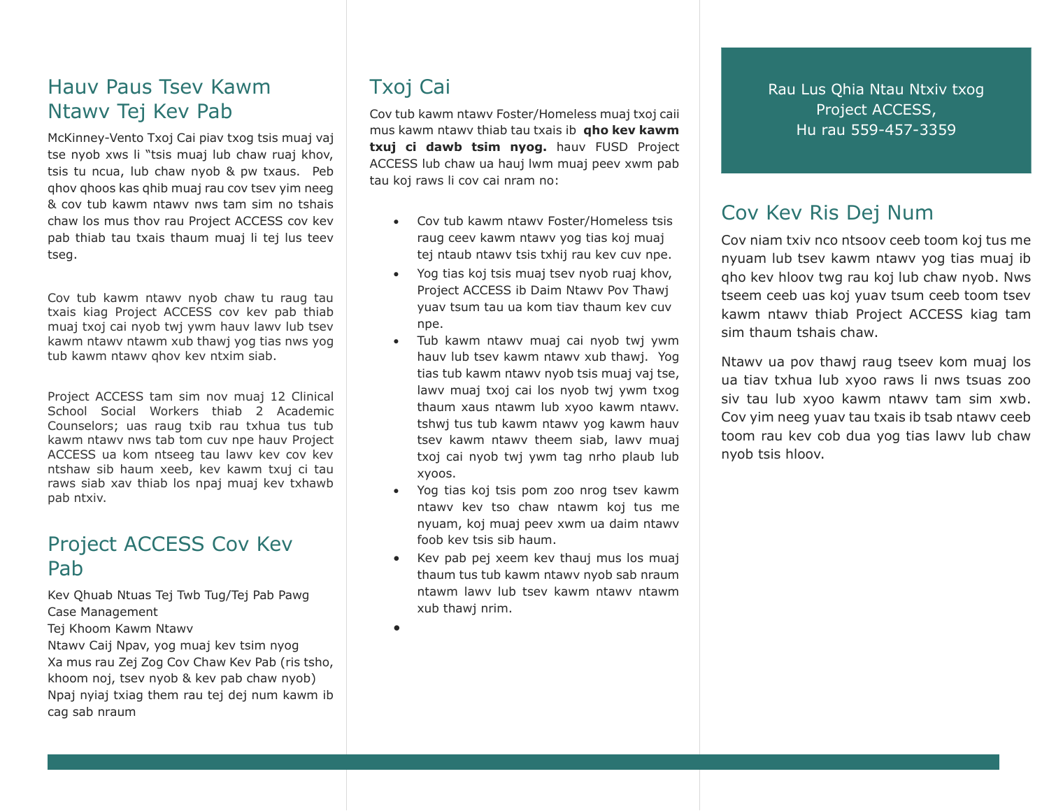## Hauv Paus Tsev Kawm Ntawv Tej Kev Pab

McKinney-Vento Txoj Cai piav txog tsis muaj vaj tse nyob xws li "tsis muaj lub chaw ruaj khov, tsis tu ncua, lub chaw nyob & pw txaus. Peb qhov qhoos kas qhib muaj rau cov tsev yim neeg & cov tub kawm ntawv nws tam sim no tshais chaw los mus thov rau Project ACCESS cov kev pab thiab tau txais thaum muaj li tej lus teev tseg.

Cov tub kawm ntawv nyob chaw tu raug tau txais kiag Project ACCESS cov kev pab thiab muaj txoj cai nyob twj ywm hauv lawv lub tsev kawm ntawv ntawm xub thawj yog tias nws yog tub kawm ntawv qhov kev ntxim siab.

Project ACCESS tam sim nov muaj 12 Clinical School Social Workers thiab 2 Academic Counselors; uas raug txib rau txhua tus tub kawm ntawv nws tab tom cuv npe hauv Project ACCESS ua kom ntseeg tau lawv kev cov kev ntshaw sib haum xeeb, kev kawm txuj ci tau raws siab xav thiab los npaj muaj kev txhawb pab ntxiv.

## Project ACCESS Cov Kev Pab

Kev Qhuab Ntuas Tej Twb Tug/Tej Pab Pawg
Case Management
Tej Khoom Kawm Ntawv
Ntawv Caij Npav, yog muaj kev tsim nyog
Xa mus rau Zej Zog Cov Chaw Kev Pab (ris tsho, khoom noj, tsev nyob & kev pab chaw nyob)
Npaj nyiaj txiag them rau tej dej num kawm ib cag sab nraum

## Txoj Cai

Cov tub kawm ntawv Foster/Homeless muaj txoj caii mus kawm ntawv thiab tau txais ib **qho kev kawm txuj ci dawb tsim nyog.** hauv FUSD Project ACCESS lub chaw ua hauj lwm muaj peev xwm pab tau koj raws li cov cai nram no:

- Cov tub kawm ntawv Foster/Homeless tsis raug ceev kawm ntawv yog tias koj muaj tej ntaub ntawv tsis txhij rau kev cuv npe.
- Yog tias koj tsis muaj tsev nyob ruaj khov, Project ACCESS ib Daim Ntawv Pov Thawj yuav tsum tau ua kom tiav thaum kev cuv npe.
- Tub kawm ntawv muaj cai nyob twj ywm hauv lub tsev kawm ntawv xub thawj. Yog tias tub kawm ntawv nyob tsis muaj vaj tse, lawv muaj txoj cai los nyob twj ywm txog thaum xaus ntawm lub xyoo kawm ntawv. tshwj tus tub kawm ntawv yog kawm hauv tsev kawm ntawv theem siab, lawv muaj txoj cai nyob twj ywm tag nrho plaub lub xyoos.
- Yog tias koj tsis pom zoo nrog tsev kawm ntawv kev tso chaw ntawm koj tus me nyuam, koj muaj peev xwm ua daim ntawv foob kev tsis sib haum.
- Kev pab pej xeem kev thauj mus los muaj thaum tus tub kawm ntawv nyob sab nraum ntawm lawv lub tsev kawm ntawv ntawm xub thawj nrim.
- 

Rau Lus Qhia Ntau Ntxiv txog Project ACCESS,
Hu rau 559-457-3359

## Cov Kev Ris Dej Num

Cov niam txiv nco ntsoov ceeb toom koj tus me nyuam lub tsev kawm ntawv yog tias muaj ib qho kev hloov twg rau koj lub chaw nyob. Nws tseem ceeb uas koj yuav tsum ceeb toom tsev kawm ntawv thiab Project ACCESS kiag tam sim thaum tshais chaw.

Ntawv ua pov thawj raug tseev kom muaj los ua tiav txhua lub xyoo raws li nws tsuas zoo siv tau lub xyoo kawm ntawv tam sim xwb. Cov yim neeg yuav tau txais ib tsab ntawv ceeb toom rau kev cob dua yog tias lawv lub chaw nyob tsis hloov.